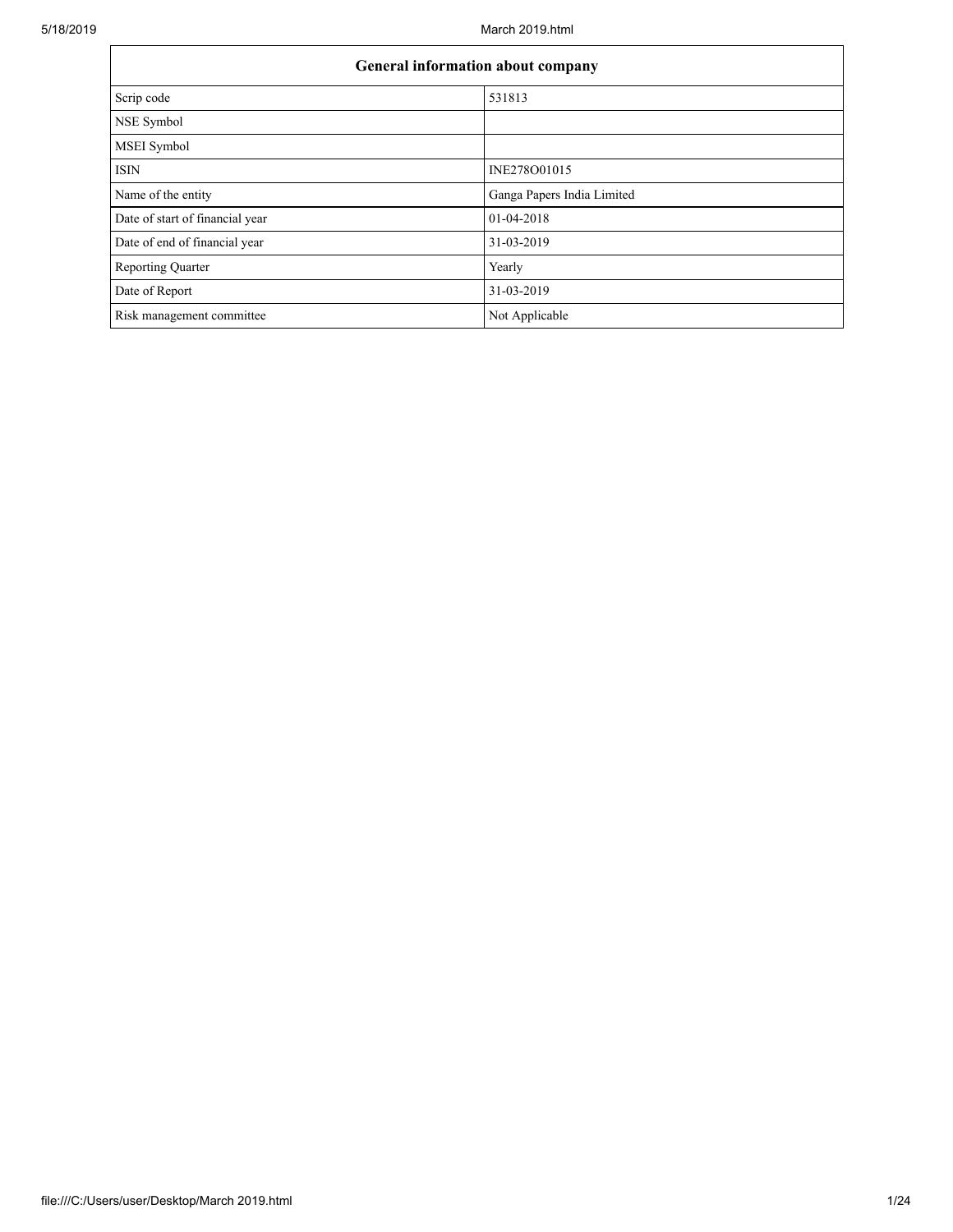| General information about company | |
| --- | --- |
| Scrip code | 531813 |
| NSE Symbol | |
| MSEI Symbol | |
| ISIN | INE278O01015 |
| Name of the entity | Ganga Papers India Limited |
| Date of start of financial year | 01-04-2018 |
| Date of end of financial year | 31-03-2019 |
| Reporting Quarter | Yearly |
| Date of Report | 31-03-2019 |
| Risk management committee | Not Applicable |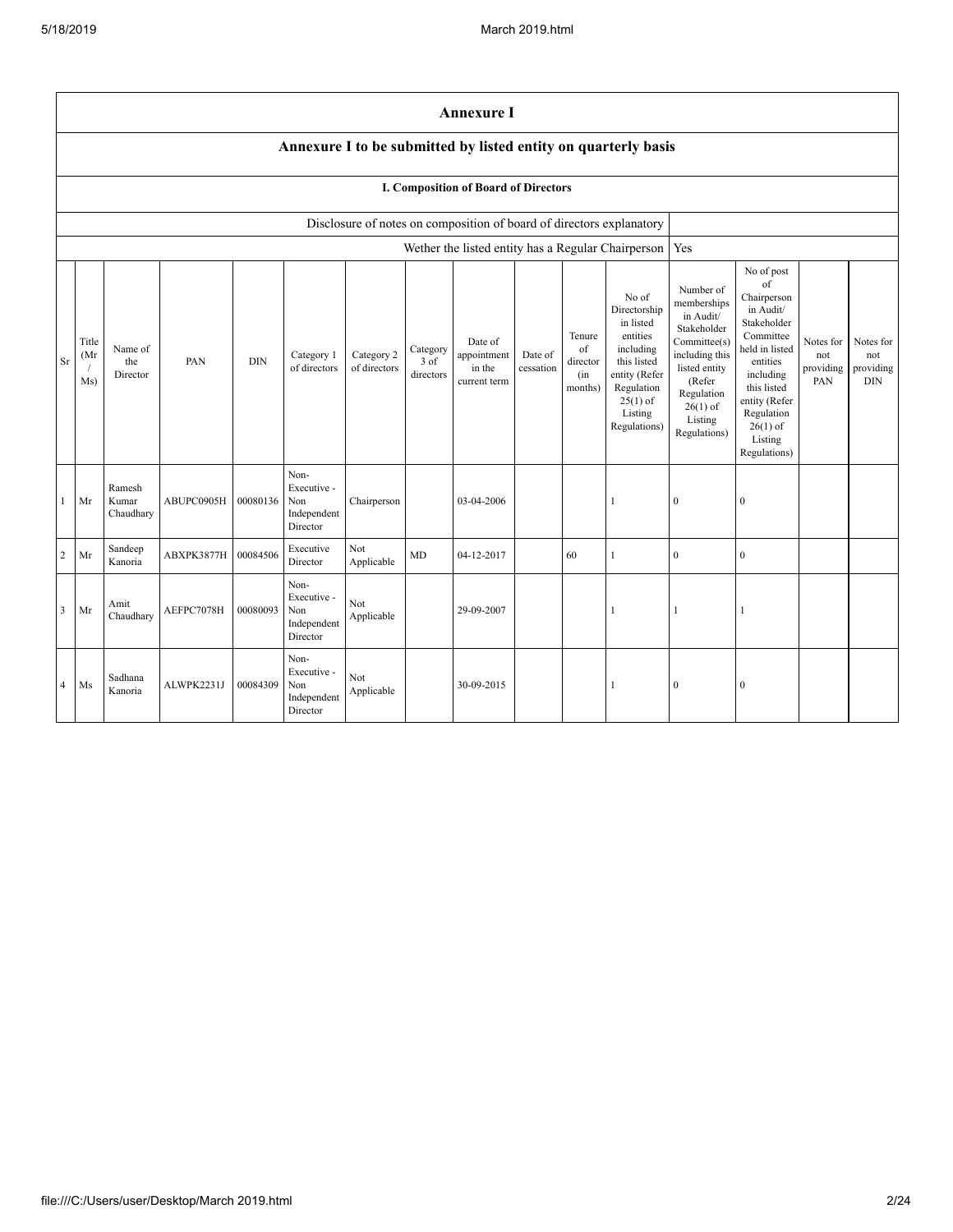# Annexure I

## Annexure I to be submitted by listed entity on quarterly basis

### I. Composition of Board of Directors

| Disclosure of notes on composition of board of directors explanatory | |
|---|---|
| Wether the listed entity has a Regular Chairperson | Yes |

| Sr | Title (Mr / Ms) | Name of the Director | PAN | DIN | Category 1 of directors | Category 2 of directors | Category 3 of directors | Date of appointment in the current term | Date of cessation | Tenure of director (in months) | No of Directorship in listed entities including this listed entity (Refer Regulation 25(1) of Listing Regulations) | Number of memberships in Audit/ Stakeholder Committee(s) including this listed entity (Refer Regulation 26(1) of Listing Regulations) | No of post of Chairperson in Audit/ Stakeholder Committee held in listed entities including this listed entity (Refer Regulation 26(1) of Listing Regulations) | Notes for not providing PAN | Notes for not providing DIN |
|---|---|---|---|---|---|---|---|---|---|---|---|---|---|---|---|
| 1 | Mr | Ramesh Kumar Chaudhary | ABUPC0905H | 00080136 | Non-Executive - Non Independent Director | Chairperson | | 03-04-2006 | | | 1 | 0 | 0 | | |
| 2 | Mr | Sandeep Kanoria | ABXPK3877H | 00084506 | Executive Director | Not Applicable | MD | 04-12-2017 | | 60 | 1 | 0 | 0 | | |
| 3 | Mr | Amit Chaudhary | AEFPC7078H | 00080093 | Non-Executive - Non Independent Director | Not Applicable | | 29-09-2007 | | | 1 | 1 | 1 | | |
| 4 | Ms | Sadhana Kanoria | ALWPK2231J | 00084309 | Non-Executive - Non Independent Director | Not Applicable | | 30-09-2015 | | | 1 | 0 | 0 | | |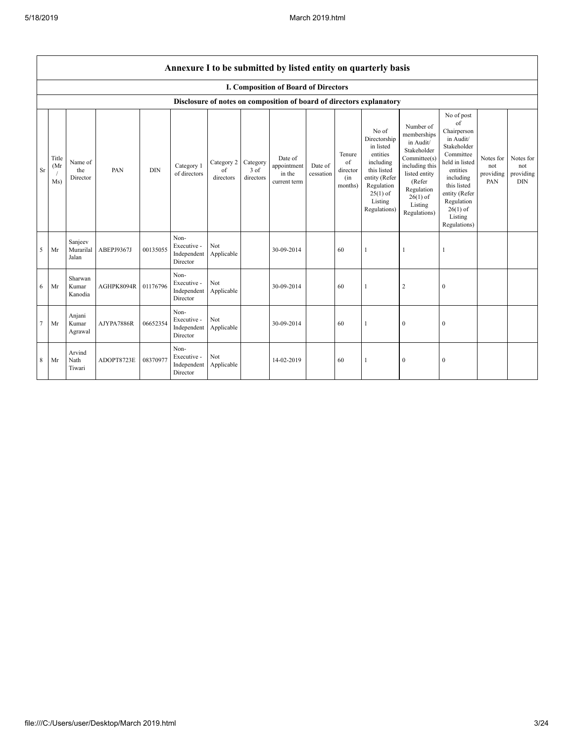| Annexure I to be submitted by listed entity on quarterly basis | | | | | | | | | | | | | | | | |
|---|---|---|---|---|---|---|---|---|---|---|---|---|---|---|---|---|
| I. Composition of Board of Directors | | | | | | | | | | | | | | | | |
| Disclosure of notes on composition of board of directors explanatory | | | | | | | | | | | | | | | | |
| Sr | Title (Mr / Ms) | Name of the Director | PAN | DIN | Category 1 of directors | Category 2 of directors | Category 3 of directors | Date of appointment in the current term | Date of cessation | Tenure of director (in months) | No of Directorship in listed entities including this listed entity (Refer Regulation 25(1) of Listing Regulations) | Number of memberships in Audit/ Stakeholder Committee(s) including this listed entity (Refer Regulation 26(1) of Listing Regulations) | No of post of Chairperson in Audit/ Stakeholder Committee held in listed entities including this listed entity (Refer Regulation 26(1) of Listing Regulations) | Notes for not providing PAN | Notes for not providing DIN |
| 5 | Mr | Sanjeev Murarilal Jalan | ABEPJ9367J | 00135055 | Non-Executive - Independent Director | Not Applicable | | 30-09-2014 | | 60 | 1 | 1 | 1 | | |
| 6 | Mr | Sharwan Kumar Kanodia | AGHPK8094R | 01176796 | Non-Executive - Independent Director | Not Applicable | | 30-09-2014 | | 60 | 1 | 2 | 0 | | |
| 7 | Mr | Anjani Kumar Agrawal | AJYPA7886R | 06652354 | Non-Executive - Independent Director | Not Applicable | | 30-09-2014 | | 60 | 1 | 0 | 0 | | |
| 8 | Mr | Arvind Nath Tiwari | ADOPT8723E | 08370977 | Non-Executive - Independent Director | Not Applicable | | 14-02-2019 | | 60 | 1 | 0 | 0 | | |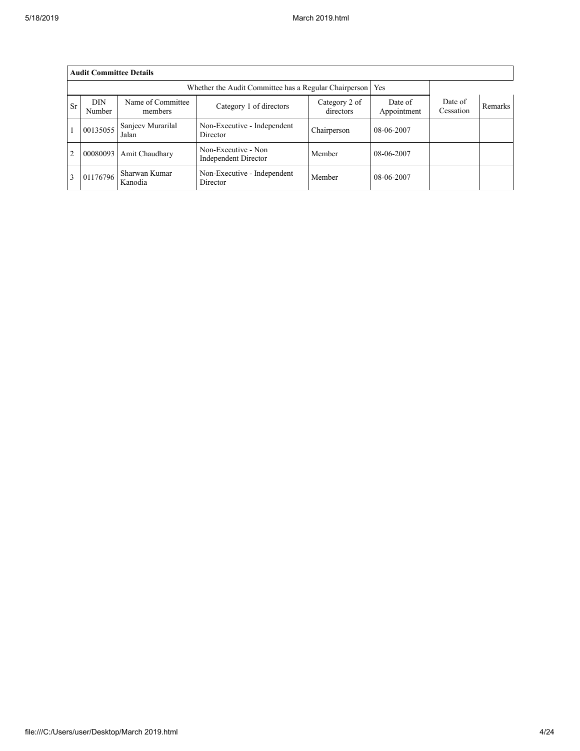| Audit Committee Details | | | | | | | |
|---|---|---|---|---|---|---|---|
| | | Whether the Audit Committee has a Regular Chairperson | | | Yes | | |
| Sr | DIN Number | Name of Committee members | Category 1 of directors | Category 2 of directors | Date of Appointment | Date of Cessation | Remarks |
| 1 | 00135055 | Sanjeev Murarilal Jalan | Non-Executive - Independent Director | Chairperson | 08-06-2007 | | |
| 2 | 00080093 | Amit Chaudhary | Non-Executive - Non Independent Director | Member | 08-06-2007 | | |
| 3 | 01176796 | Sharwan Kumar Kanodia | Non-Executive - Independent Director | Member | 08-06-2007 | | |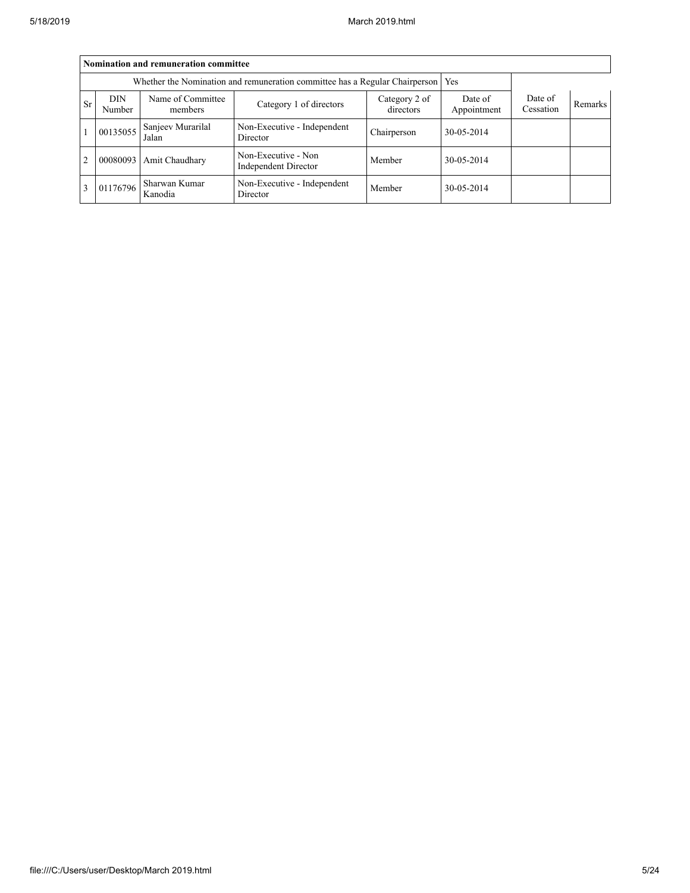| Nomination and remuneration committee | | | | | | | |
|---|---|---|---|---|---|---|---|
| Whether the Nomination and remuneration committee has a Regular Chairperson | | | | | Yes | | |
| Sr | DIN Number | Name of Committee members | Category 1 of directors | Category 2 of directors | Date of Appointment | Date of Cessation | Remarks |
| 1 | 00135055 | Sanjeev Murarilal Jalan | Non-Executive - Independent Director | Chairperson | 30-05-2014 | | |
| 2 | 00080093 | Amit Chaudhary | Non-Executive - Non Independent Director | Member | 30-05-2014 | | |
| 3 | 01176796 | Sharwan Kumar Kanodia | Non-Executive - Independent Director | Member | 30-05-2014 | | |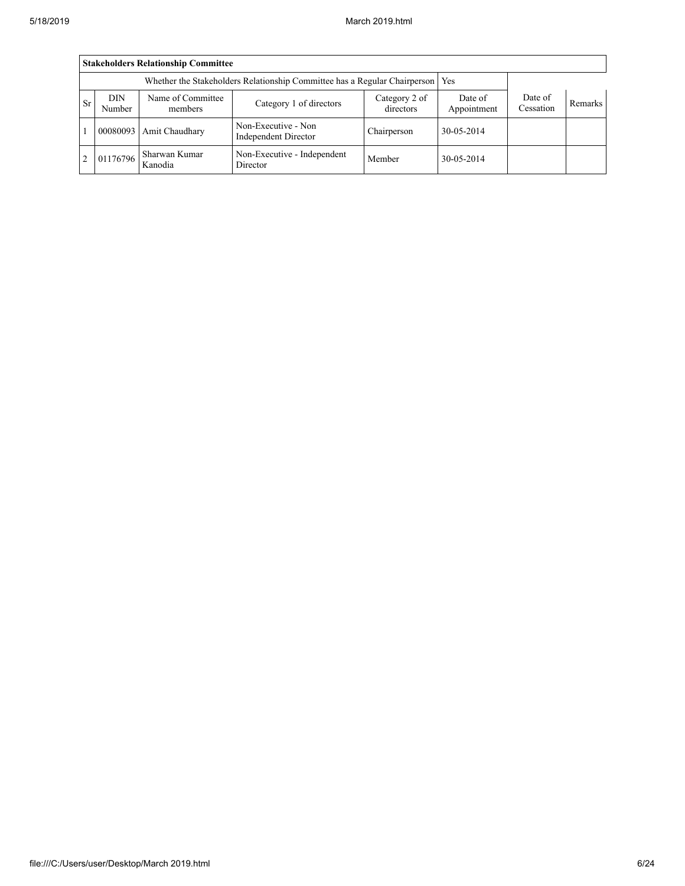| Stakeholders Relationship Committee | | | | | | | |
|---|---|---|---|---|---|---|---|
| Whether the Stakeholders Relationship Committee has a Regular Chairperson | | | | | Yes | | |
| Sr | DIN Number | Name of Committee members | Category 1 of directors | Category 2 of directors | Date of Appointment | Date of Cessation | Remarks |
| 1 | 00080093 | Amit Chaudhary | Non-Executive - Non Independent Director | Chairperson | 30-05-2014 | | |
| 2 | 01176796 | Sharwan Kumar Kanodia | Non-Executive - Independent Director | Member | 30-05-2014 | | |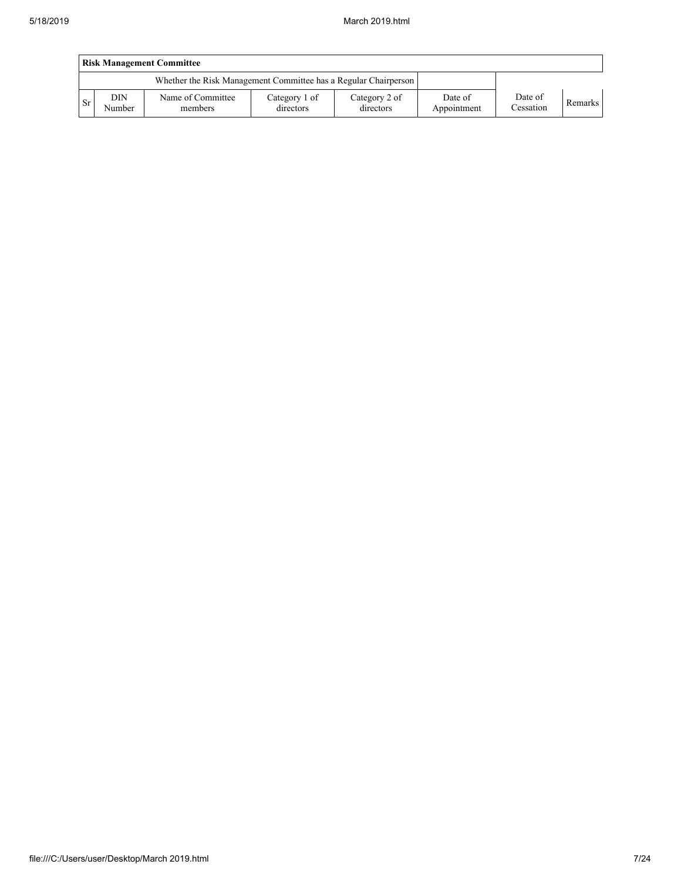| Risk Management Committee | | | | | | | |
|---|---|---|---|---|---|---|---|
| Whether the Risk Management Committee has a Regular Chairperson | | | | | | | |
| Sr | DIN Number | Name of Committee members | Category 1 of directors | Category 2 of directors | Date of Appointment | Date of Cessation | Remarks |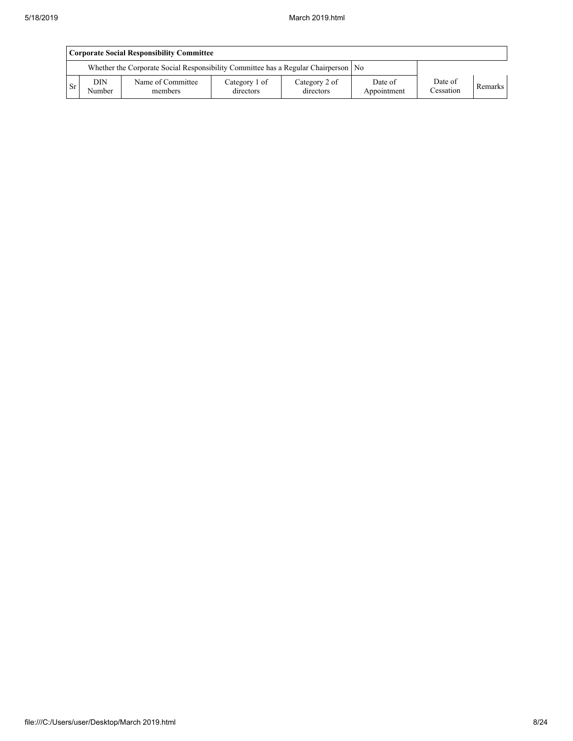| Corporate Social Responsibility Committee | | | | | | | |
|---|---|---|---|---|---|---|---|
| Whether the Corporate Social Responsibility Committee has a Regular Chairperson | | | | | No | | |
| Sr | DIN Number | Name of Committee members | Category 1 of directors | Category 2 of directors | Date of Appointment | Date of Cessation | Remarks |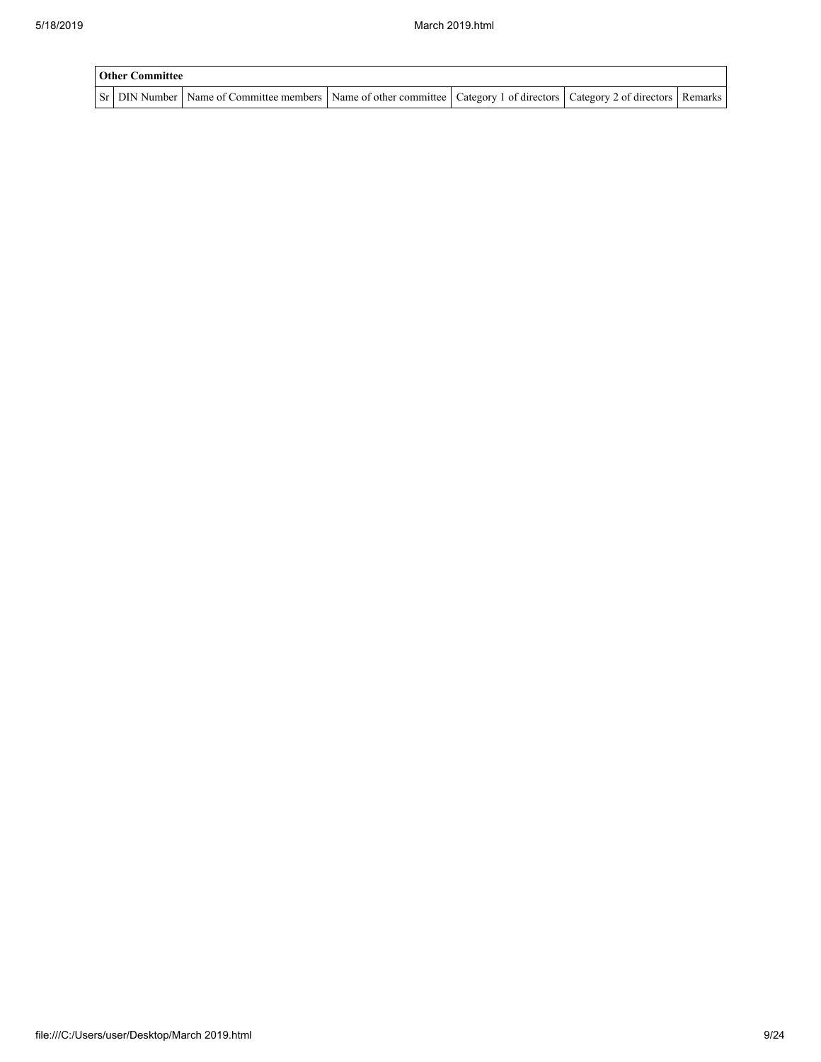| Other Committee | | | | | | |
|---|---|---|---|---|---|---|
| Sr | DIN Number | Name of Committee members | Name of other committee | Category 1 of directors | Category 2 of directors | Remarks |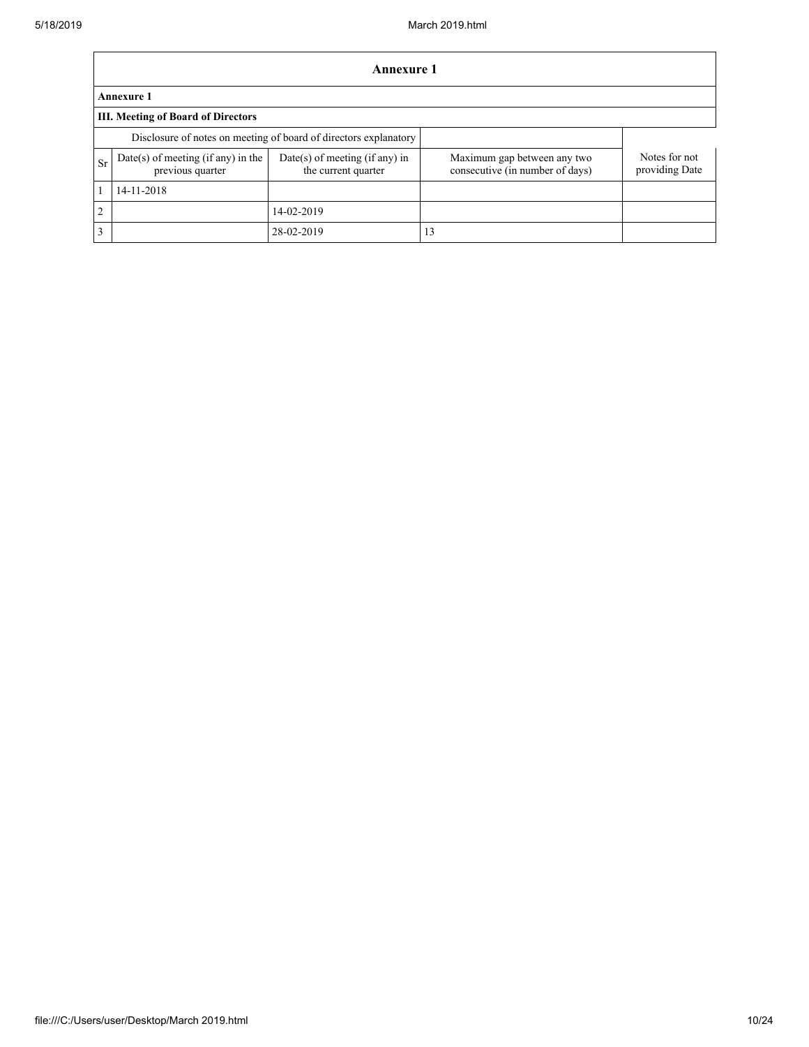## Annexure 1

### Annexure 1

### III. Meeting of Board of Directors

| Disclosure of notes on meeting of board of directors explanatory | | | | |
|---|---|---|---|---|
| Sr | Date(s) of meeting (if any) in the previous quarter | Date(s) of meeting (if any) in the current quarter | Maximum gap between any two consecutive (in number of days) | Notes for not providing Date |
| 1 | 14-11-2018 | | | |
| 2 | | 14-02-2019 | | |
| 3 | | 28-02-2019 | 13 | |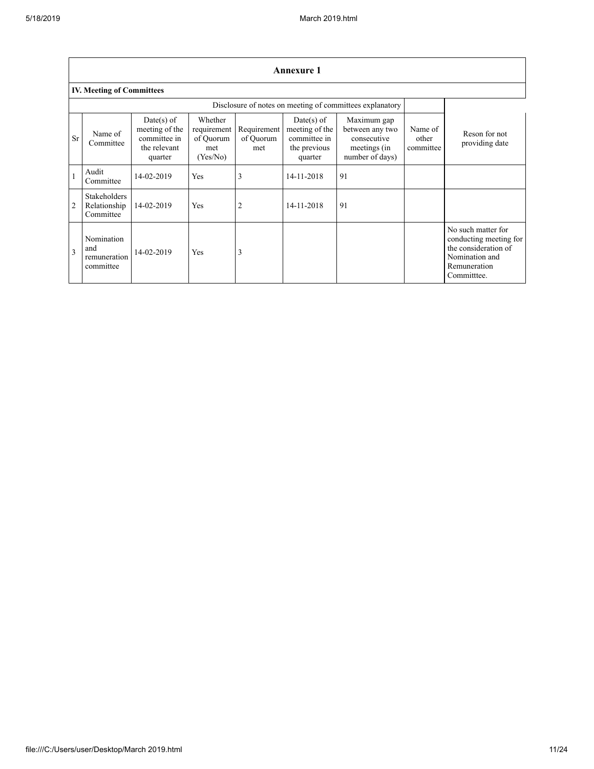## Annexure 1

### IV. Meeting of Committees

Disclosure of notes on meeting of committees explanatory

| Sr | Name of Committee | Date(s) of meeting of the committee in the relevant quarter | Whether requirement of Quorum met (Yes/No) | Requirement of Quorum met | Date(s) of meeting of the committee in the previous quarter | Maximum gap between any two consecutive meetings (in number of days) | Name of other committee | Reson for not providing date |
|---|---|---|---|---|---|---|---|---|
| 1 | Audit Committee | 14-02-2019 | Yes | 3 | 14-11-2018 | 91 | | |
| 2 | Stakeholders Relationship Committee | 14-02-2019 | Yes | 2 | 14-11-2018 | 91 | | |
| 3 | Nomination and remuneration committee | 14-02-2019 | Yes | 3 | | | | No such matter for conducting meeting for the consideration of Nomination and Remuneration Committtee. |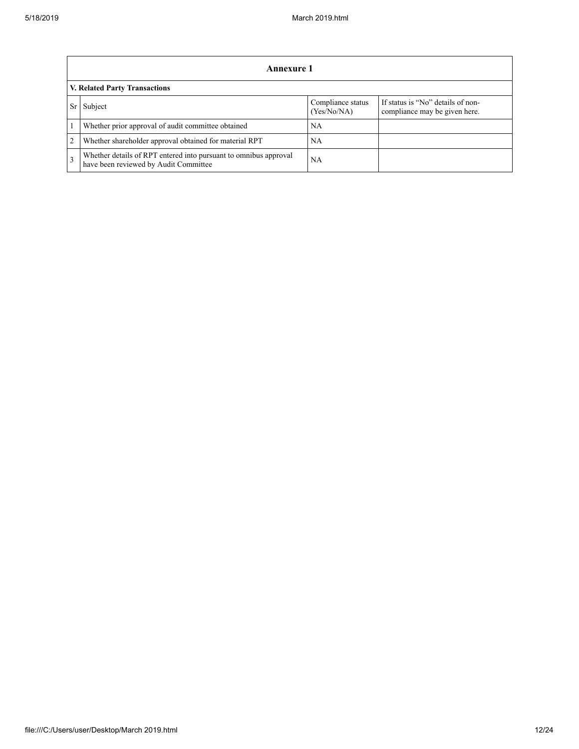| Annexure 1 | | | |
|---|---|---|---|
| **V. Related Party Transactions** | | | |
| Sr | Subject | Compliance status (Yes/No/NA) | If status is "No" details of non-compliance may be given here. |
| 1 | Whether prior approval of audit committee obtained | NA | |
| 2 | Whether shareholder approval obtained for material RPT | NA | |
| 3 | Whether details of RPT entered into pursuant to omnibus approval have been reviewed by Audit Committee | NA | |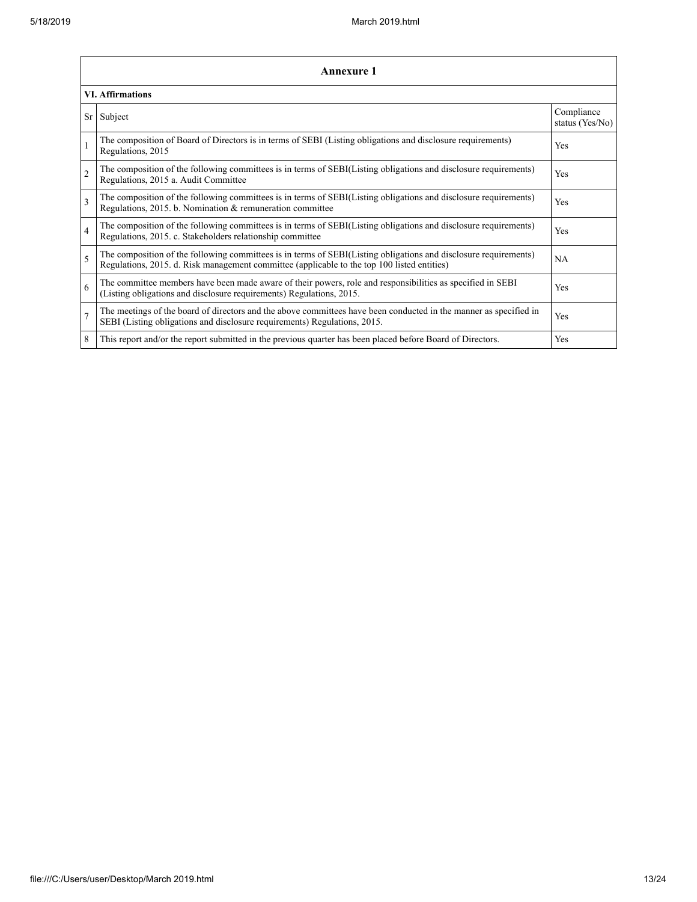## Annexure 1

### VI. Affirmations

| Sr | Subject | Compliance status (Yes/No) |
|---|---|---|
| 1 | The composition of Board of Directors is in terms of SEBI (Listing obligations and disclosure requirements) Regulations, 2015 | Yes |
| 2 | The composition of the following committees is in terms of SEBI(Listing obligations and disclosure requirements) Regulations, 2015 a. Audit Committee | Yes |
| 3 | The composition of the following committees is in terms of SEBI(Listing obligations and disclosure requirements) Regulations, 2015. b. Nomination & remuneration committee | Yes |
| 4 | The composition of the following committees is in terms of SEBI(Listing obligations and disclosure requirements) Regulations, 2015. c. Stakeholders relationship committee | Yes |
| 5 | The composition of the following committees is in terms of SEBI(Listing obligations and disclosure requirements) Regulations, 2015. d. Risk management committee (applicable to the top 100 listed entities) | NA |
| 6 | The committee members have been made aware of their powers, role and responsibilities as specified in SEBI (Listing obligations and disclosure requirements) Regulations, 2015. | Yes |
| 7 | The meetings of the board of directors and the above committees have been conducted in the manner as specified in SEBI (Listing obligations and disclosure requirements) Regulations, 2015. | Yes |
| 8 | This report and/or the report submitted in the previous quarter has been placed before Board of Directors. | Yes |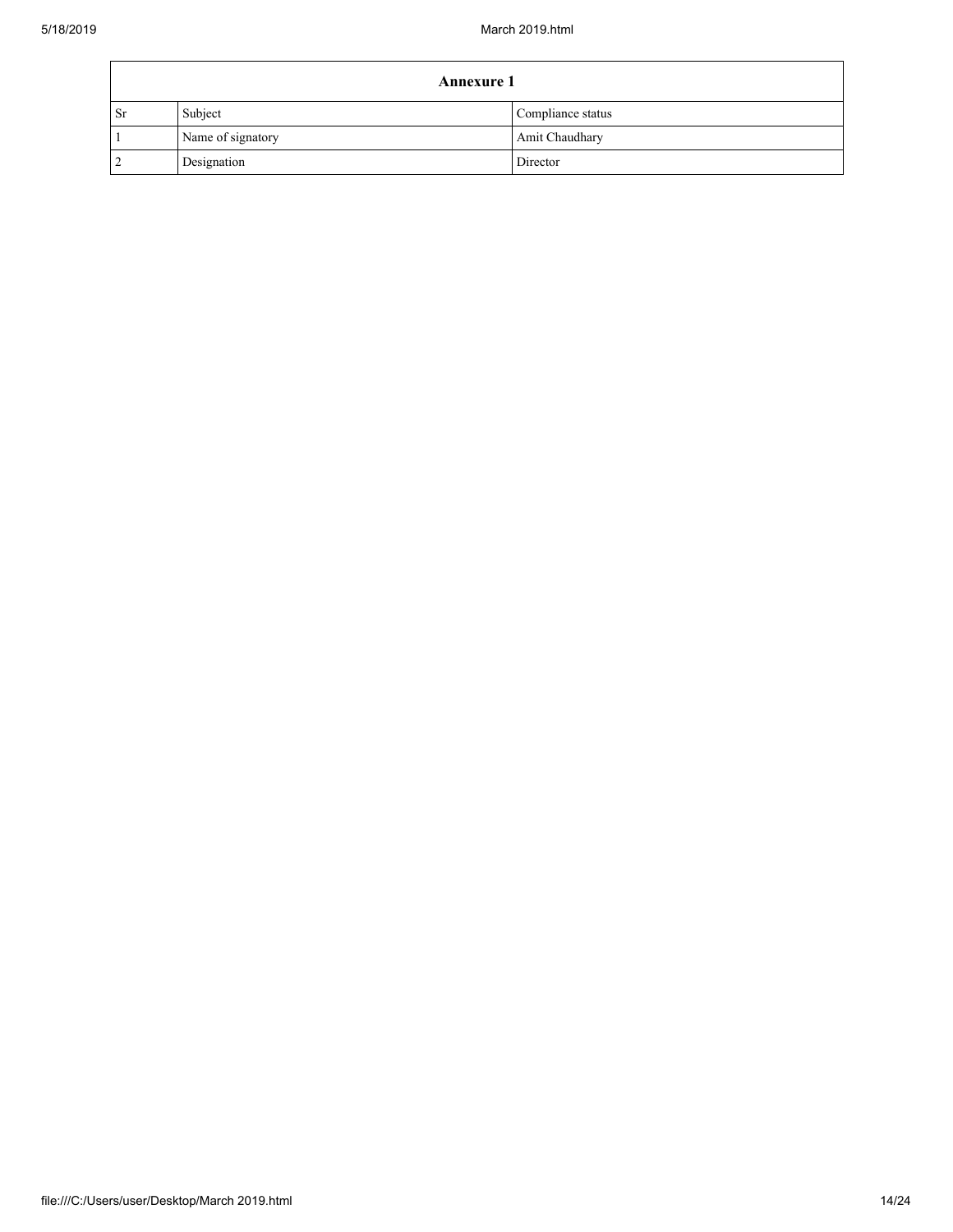| Annexure 1 | | |
|---|---|---|
| Sr | Subject | Compliance status |
| 1 | Name of signatory | Amit Chaudhary |
| 2 | Designation | Director |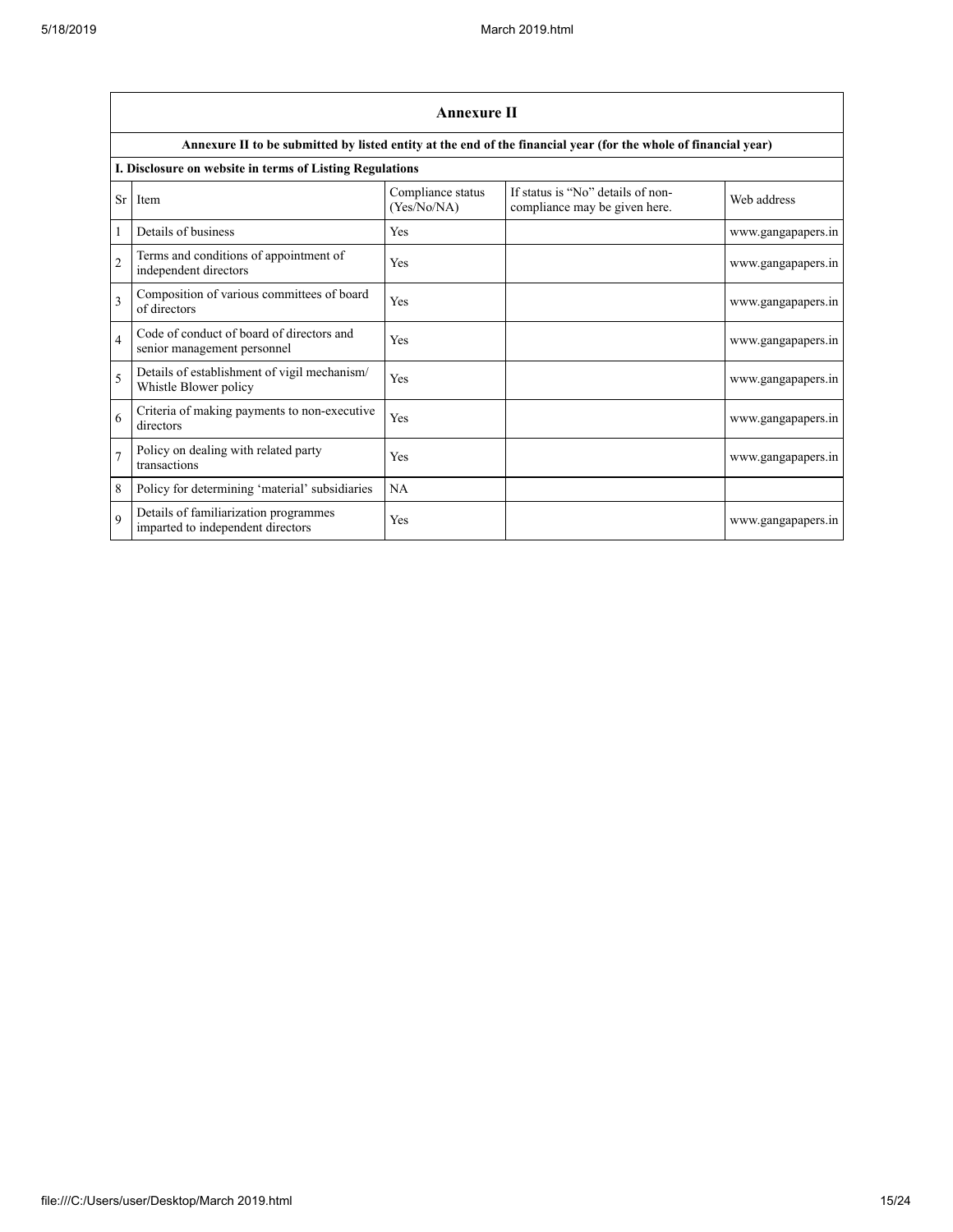## Annexure II

**Annexure II to be submitted by listed entity at the end of the financial year (for the whole of financial year)**

**I. Disclosure on website in terms of Listing Regulations**

| Sr | Item | Compliance status (Yes/No/NA) | If status is "No" details of non-compliance may be given here. | Web address |
|---|---|---|---|---|
| 1 | Details of business | Yes | | www.gangapapers.in |
| 2 | Terms and conditions of appointment of independent directors | Yes | | www.gangapapers.in |
| 3 | Composition of various committees of board of directors | Yes | | www.gangapapers.in |
| 4 | Code of conduct of board of directors and senior management personnel | Yes | | www.gangapapers.in |
| 5 | Details of establishment of vigil mechanism/ Whistle Blower policy | Yes | | www.gangapapers.in |
| 6 | Criteria of making payments to non-executive directors | Yes | | www.gangapapers.in |
| 7 | Policy on dealing with related party transactions | Yes | | www.gangapapers.in |
| 8 | Policy for determining 'material' subsidiaries | NA | | |
| 9 | Details of familiarization programmes imparted to independent directors | Yes | | www.gangapapers.in |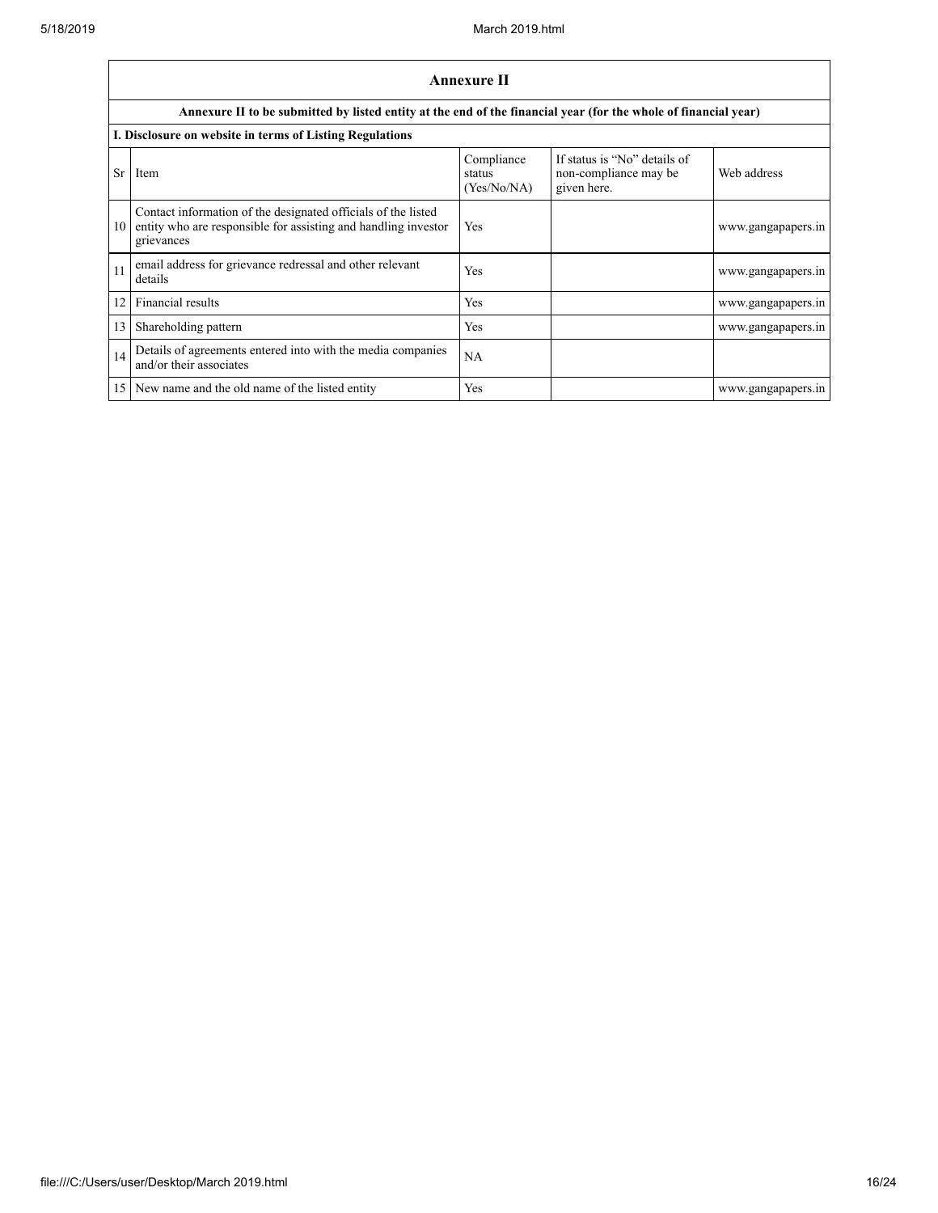## Annexure II

**Annexure II to be submitted by listed entity at the end of the financial year (for the whole of financial year)**

**I. Disclosure on website in terms of Listing Regulations**

| Sr | Item | Compliance status (Yes/No/NA) | If status is "No" details of non-compliance may be given here. | Web address |
|---|---|---|---|---|
| 10 | Contact information of the designated officials of the listed entity who are responsible for assisting and handling investor grievances | Yes | | www.gangapapers.in |
| 11 | email address for grievance redressal and other relevant details | Yes | | www.gangapapers.in |
| 12 | Financial results | Yes | | www.gangapapers.in |
| 13 | Shareholding pattern | Yes | | www.gangapapers.in |
| 14 | Details of agreements entered into with the media companies and/or their associates | NA | | |
| 15 | New name and the old name of the listed entity | Yes | | www.gangapapers.in |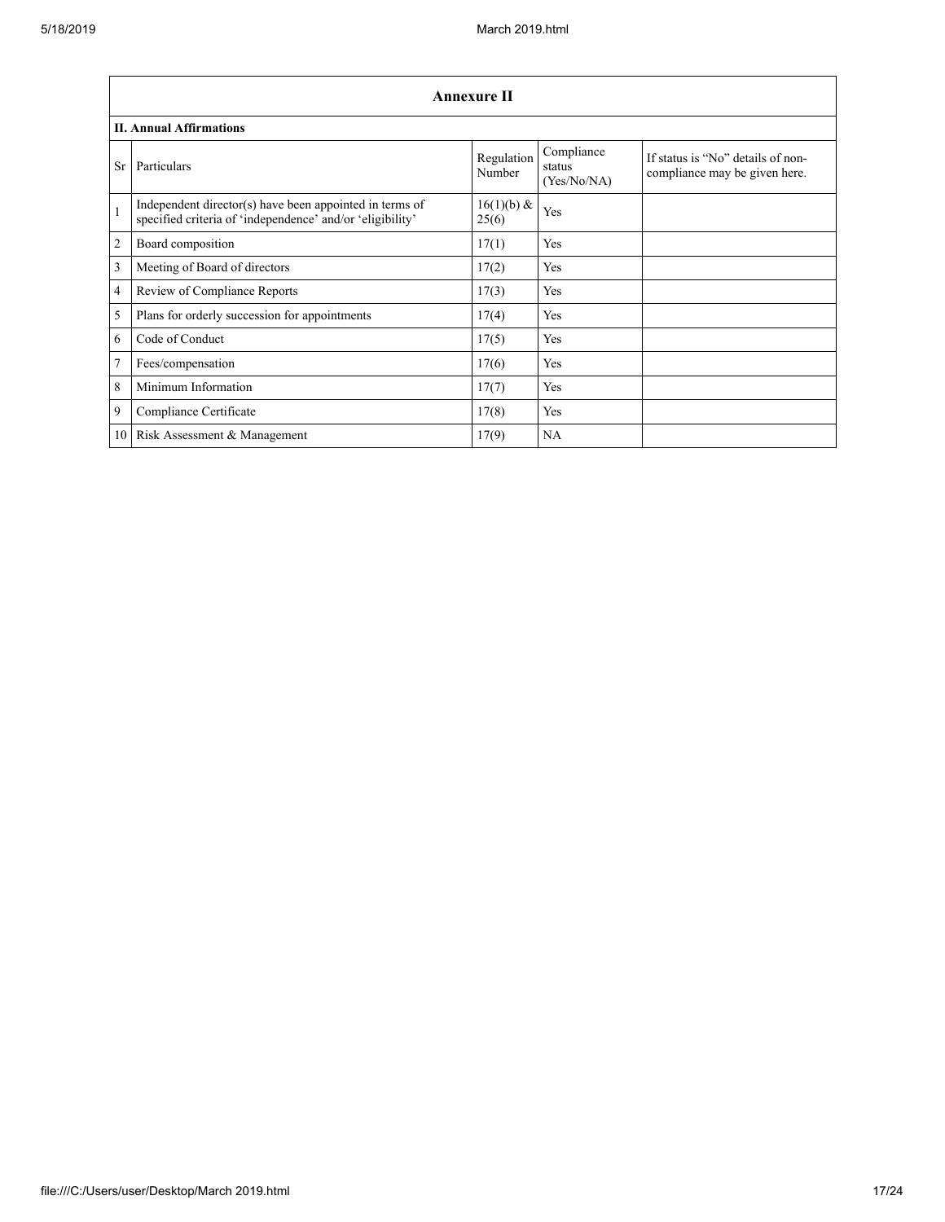## Annexure II

### II. Annual Affirmations

| Sr | Particulars | Regulation Number | Compliance status (Yes/No/NA) | If status is "No" details of non-compliance may be given here. |
|---|---|---|---|---|
| 1 | Independent director(s) have been appointed in terms of specified criteria of 'independence' and/or 'eligibility' | 16(1)(b) & 25(6) | Yes | |
| 2 | Board composition | 17(1) | Yes | |
| 3 | Meeting of Board of directors | 17(2) | Yes | |
| 4 | Review of Compliance Reports | 17(3) | Yes | |
| 5 | Plans for orderly succession for appointments | 17(4) | Yes | |
| 6 | Code of Conduct | 17(5) | Yes | |
| 7 | Fees/compensation | 17(6) | Yes | |
| 8 | Minimum Information | 17(7) | Yes | |
| 9 | Compliance Certificate | 17(8) | Yes | |
| 10 | Risk Assessment & Management | 17(9) | NA | |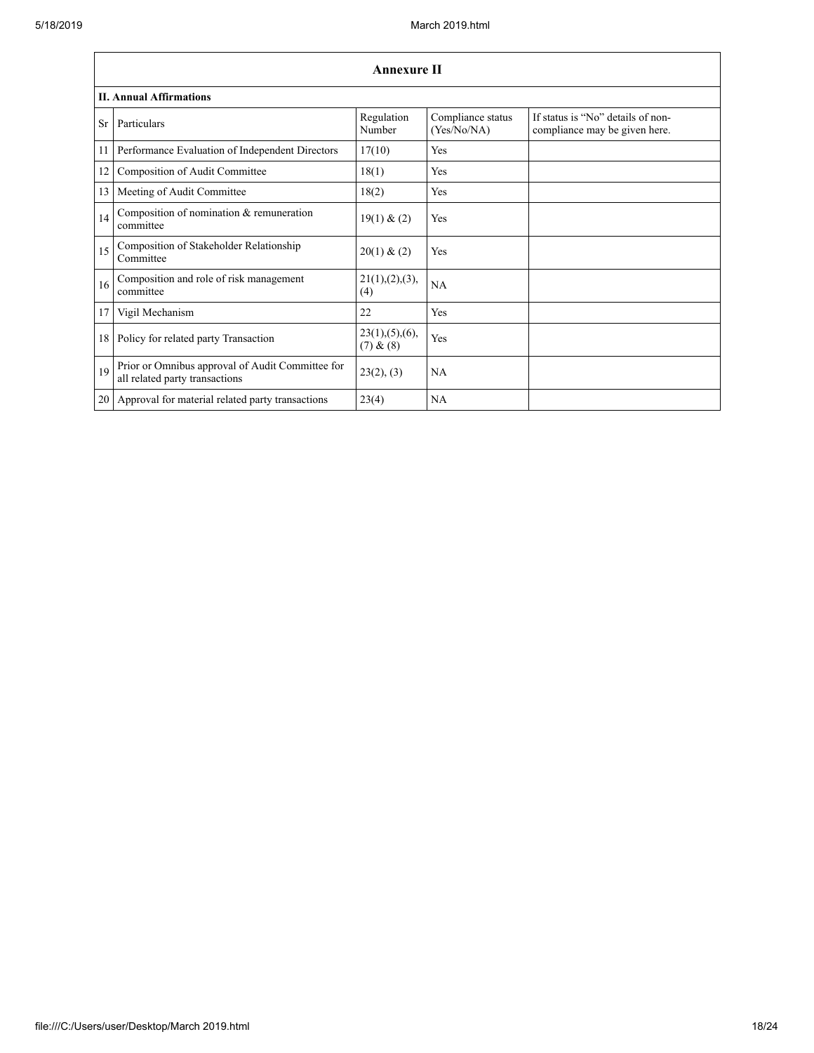## Annexure II

### II. Annual Affirmations

| Sr | Particulars | Regulation Number | Compliance status (Yes/No/NA) | If status is "No" details of non-compliance may be given here. |
|---|---|---|---|---|
| 11 | Performance Evaluation of Independent Directors | 17(10) | Yes | |
| 12 | Composition of Audit Committee | 18(1) | Yes | |
| 13 | Meeting of Audit Committee | 18(2) | Yes | |
| 14 | Composition of nomination & remuneration committee | 19(1) & (2) | Yes | |
| 15 | Composition of Stakeholder Relationship Committee | 20(1) & (2) | Yes | |
| 16 | Composition and role of risk management committee | 21(1),(2),(3),(4) | NA | |
| 17 | Vigil Mechanism | 22 | Yes | |
| 18 | Policy for related party Transaction | 23(1),(5),(6),(7) & (8) | Yes | |
| 19 | Prior or Omnibus approval of Audit Committee for all related party transactions | 23(2), (3) | NA | |
| 20 | Approval for material related party transactions | 23(4) | NA | |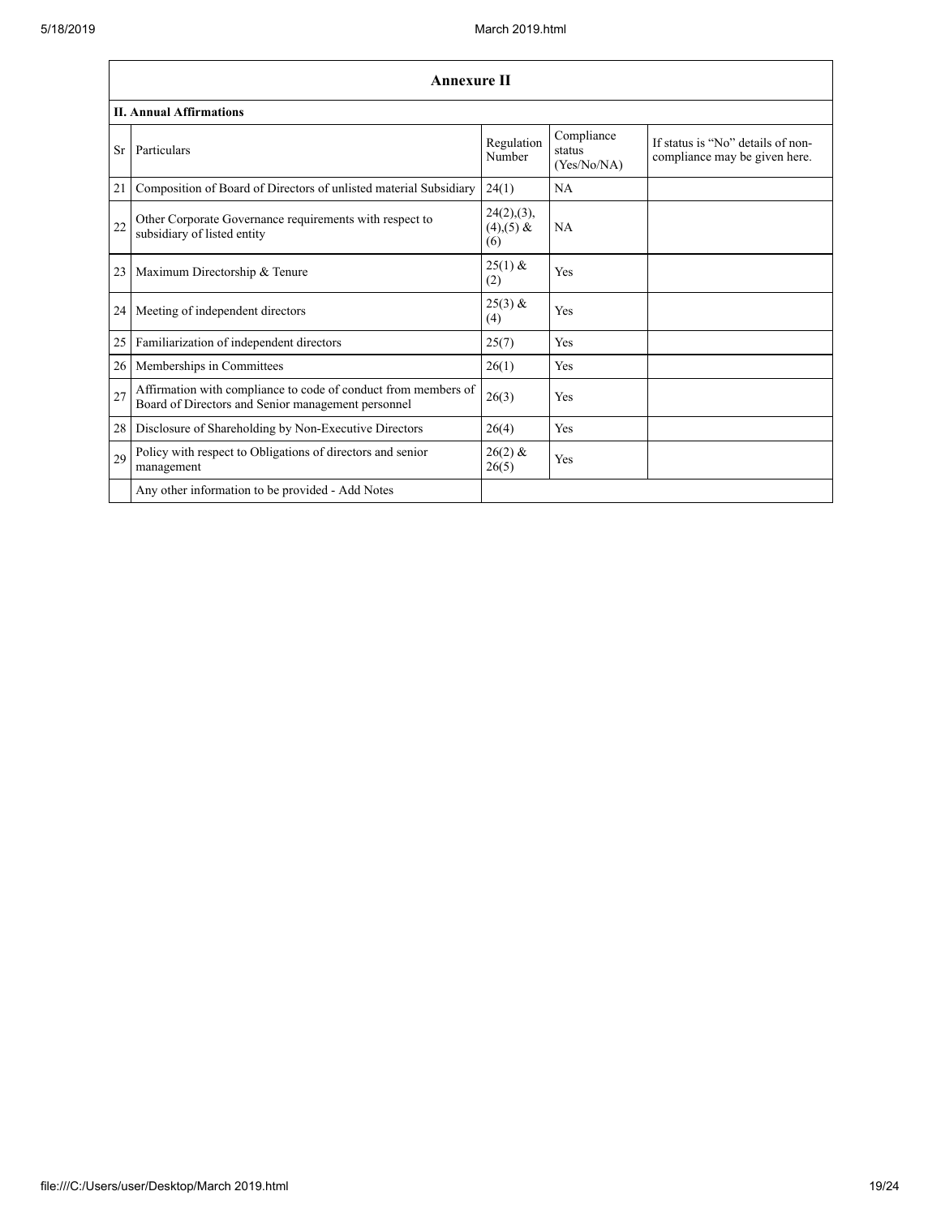## Annexure II

### II. Annual Affirmations

| Sr | Particulars | Regulation Number | Compliance status (Yes/No/NA) | If status is "No" details of non-compliance may be given here. |
|---|---|---|---|---|
| 21 | Composition of Board of Directors of unlisted material Subsidiary | 24(1) | NA | |
| 22 | Other Corporate Governance requirements with respect to subsidiary of listed entity | 24(2),(3),(4),(5) & (6) | NA | |
| 23 | Maximum Directorship & Tenure | 25(1) & (2) | Yes | |
| 24 | Meeting of independent directors | 25(3) & (4) | Yes | |
| 25 | Familiarization of independent directors | 25(7) | Yes | |
| 26 | Memberships in Committees | 26(1) | Yes | |
| 27 | Affirmation with compliance to code of conduct from members of Board of Directors and Senior management personnel | 26(3) | Yes | |
| 28 | Disclosure of Shareholding by Non-Executive Directors | 26(4) | Yes | |
| 29 | Policy with respect to Obligations of directors and senior management | 26(2) & 26(5) | Yes | |
| | Any other information to be provided - Add Notes | | | |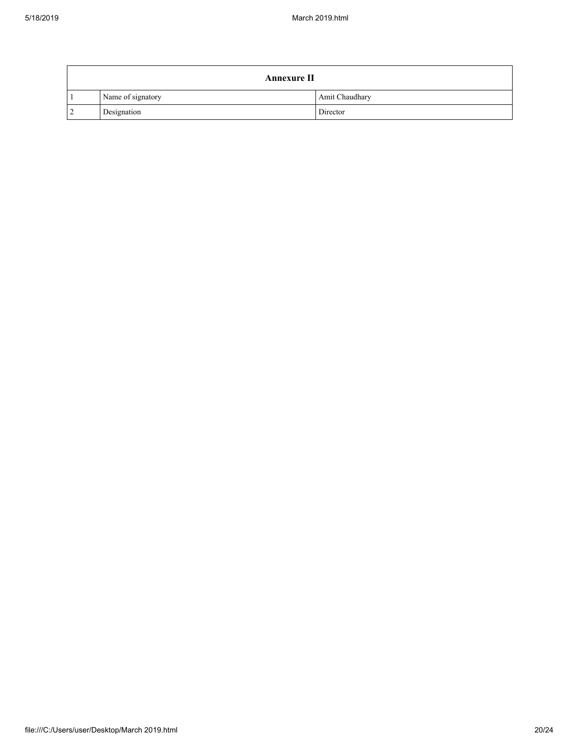| Annexure II | | |
|---|---|---|
| 1 | Name of signatory | Amit Chaudhary |
| 2 | Designation | Director |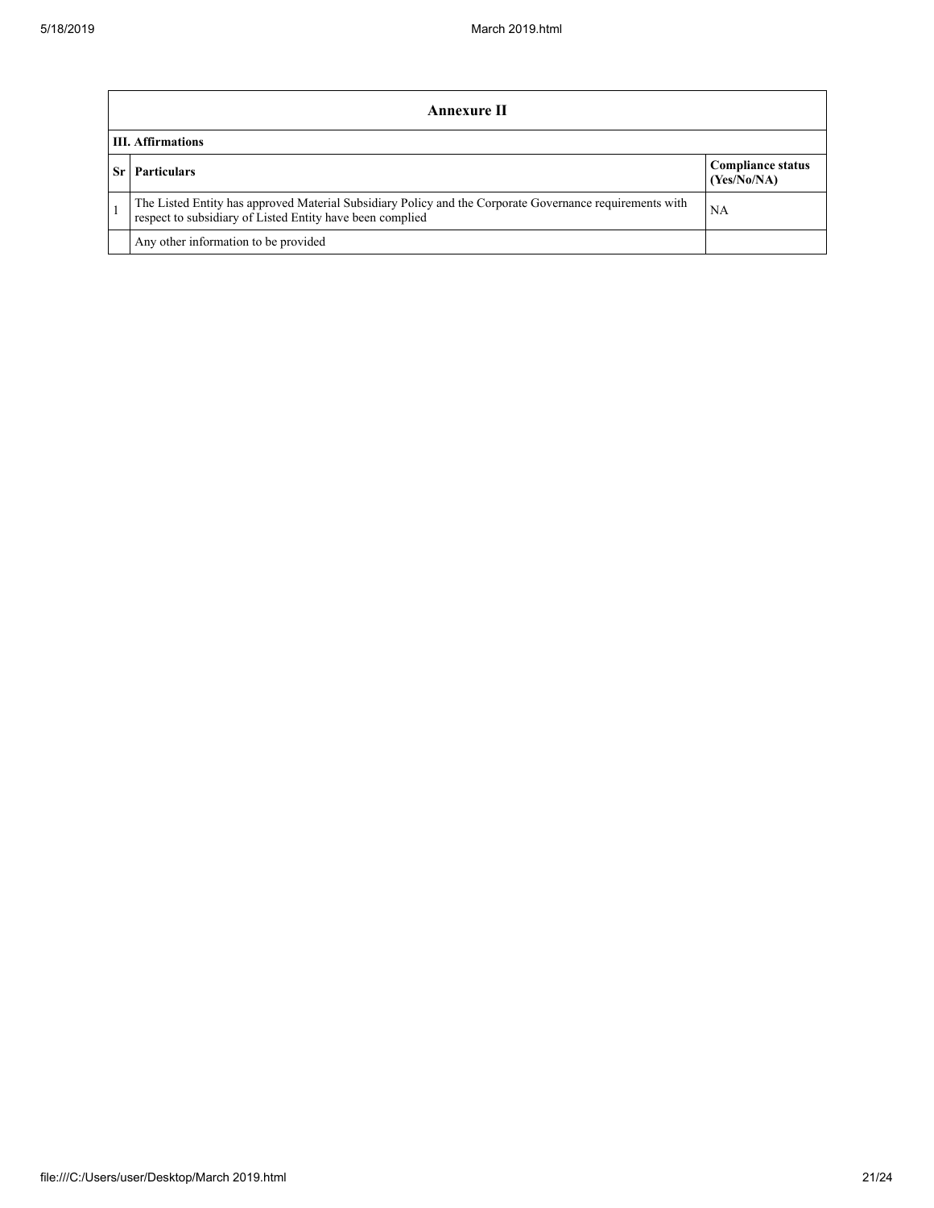| Annexure II | | |
|---|---|---|
| **III. Affirmations** | | |
| **Sr** | **Particulars** | **Compliance status (Yes/No/NA)** |
| 1 | The Listed Entity has approved Material Subsidiary Policy and the Corporate Governance requirements with respect to subsidiary of Listed Entity have been complied | NA |
| | Any other information to be provided | |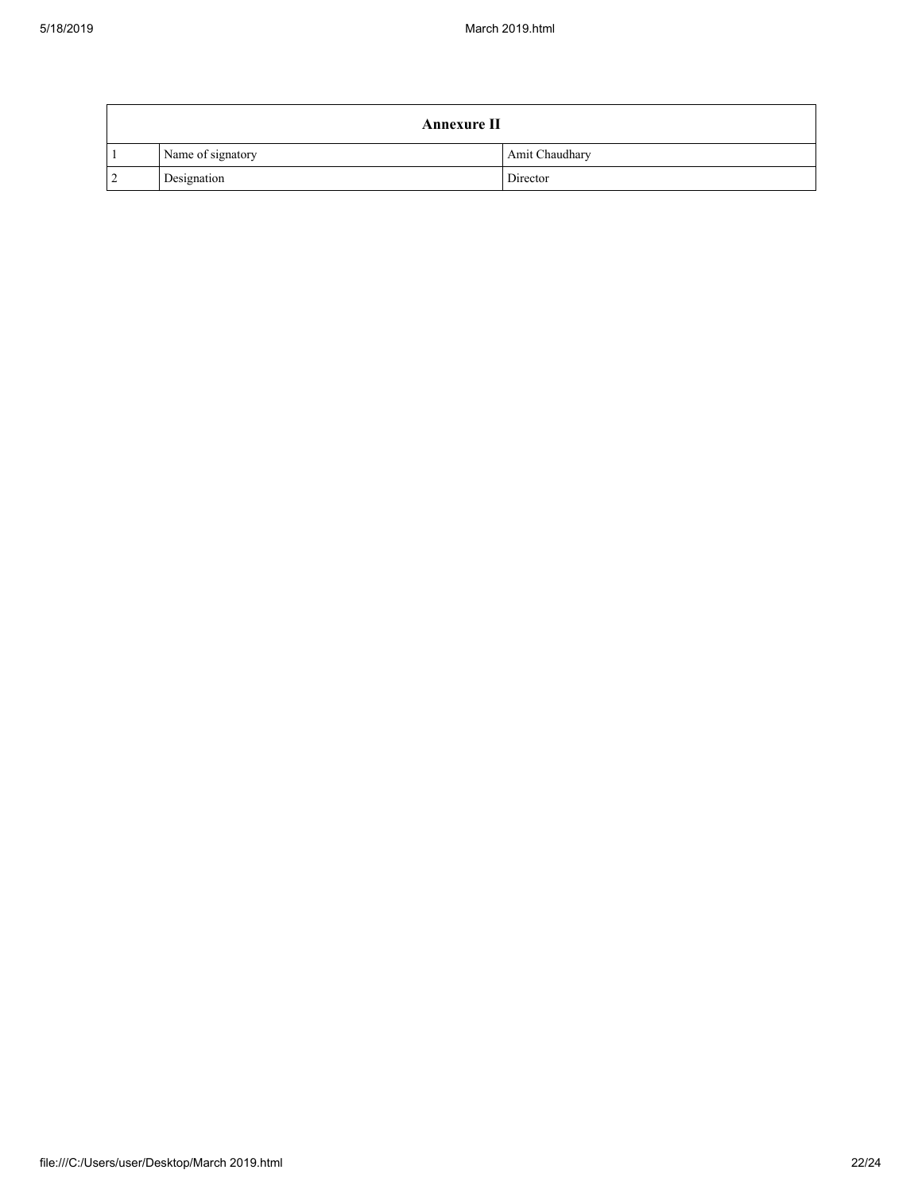| Annexure II | | |
|---|---|---|
| 1 | Name of signatory | Amit Chaudhary |
| 2 | Designation | Director |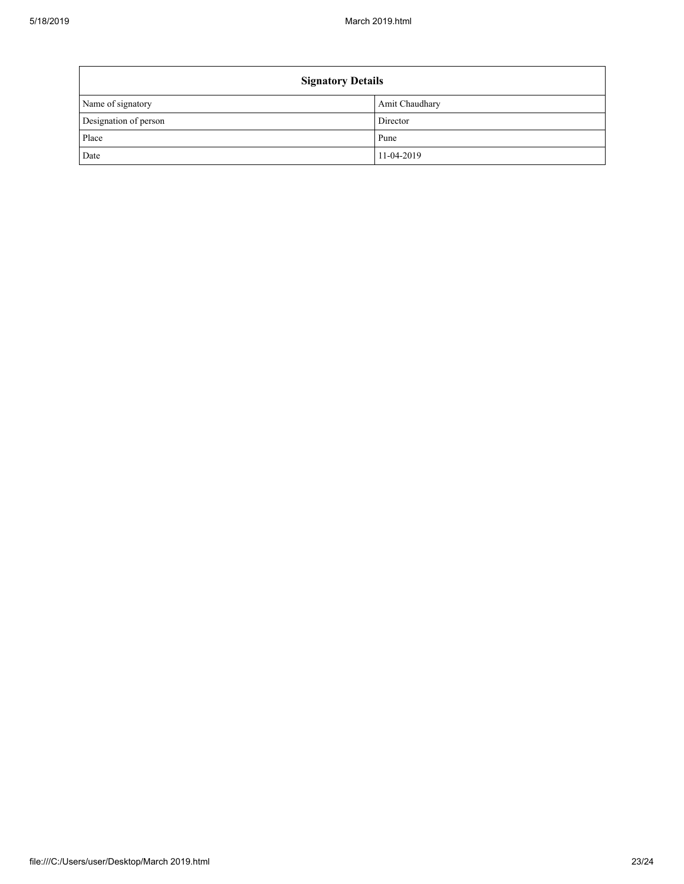| Signatory Details | |
|---|---|
| Name of signatory | Amit Chaudhary |
| Designation of person | Director |
| Place | Pune |
| Date | 11-04-2019 |